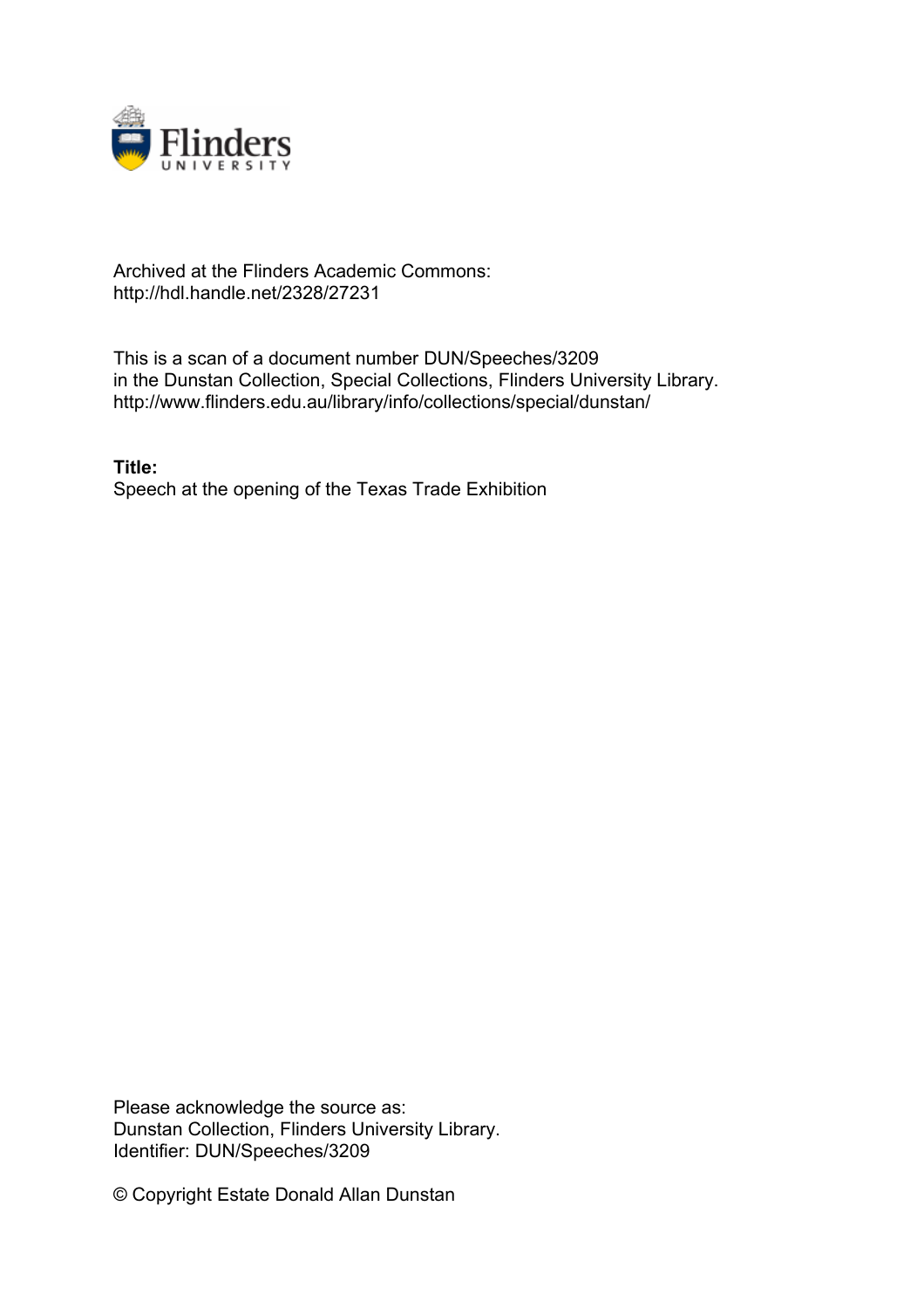Archived at the Flinders Academic Commons:
http://hdl.handle.net/2328/27231

This is a scan of a document number DUN/Speeches/3209
in the Dunstan Collection, Special Collections, Flinders University Library.
http://www.flinders.edu.au/library/info/collections/special/dunstan/

**Title:**
Speech at the opening of the Texas Trade Exhibition

Please acknowledge the source as:
Dunstan Collection, Flinders University Library.
Identifier: DUN/Speeches/3209

© Copyright Estate Donald Allan Dunstan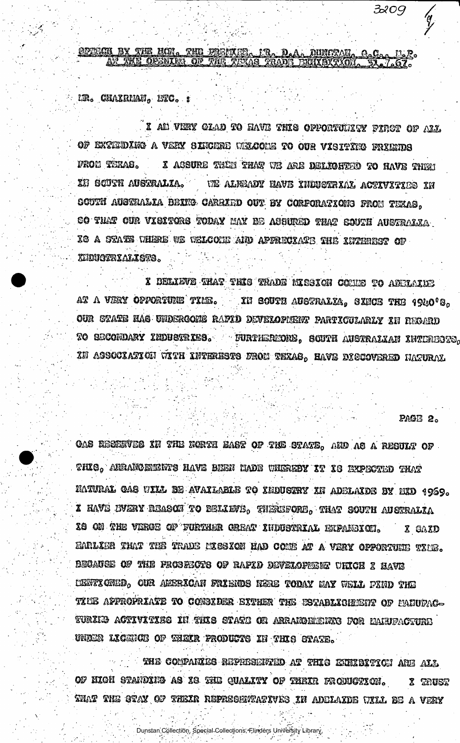## SPEECH BY THE HON. THE PREMIER, MR. D.A. DUNSTAN, Q.C., M.P. AT THE OPENING OF THE TEXAS TRADE EXHIBITION, 31.7.67.

MR. CHAIRMAN, ETC. :

I AM VERY GLAD TO HAVE THIS OPPORTUNITY FIRST OF ALL OF EXTENDING A VERY SINCERE WELCOME TO OUR VISITING FRIENDS FROM TEXAS. I ASSURE THEM THAT WE ARE DELIGHTED TO HAVE THEM IN SOUTH AUSTRALIA. WE ALREADY HAVE INDUSTRIAL ACTIVITIES IN SOUTH AUSTRALIA BEING CARRIED OUT BY CORPORATIONS FROM TEXAS, SO THAT OUR VISITORS TODAY MAY BE ASSURED THAT SOUTH AUSTRALIA IS A STATE WHERE WE WELCOME AND APPRECIATE THE INTEREST OF INDUSTRIALISTS.

I BELIEVE THAT THIS TRADE MISSION COMES TO ADELAIDE AT A VERY OPPORTUNE TIME. IN SOUTH AUSTRALIA, SINCE THE 1940'S, OUR STATE HAS UNDERGONE RAPID DEVELOPMENT PARTICULARLY IN REGARD TO SECONDARY INDUSTRIES. FURTHERMORE, SOUTH AUSTRALIAN INTERESTS, IN ASSOCIATION WITH INTERESTS FROM TEXAS, HAVE DISCOVERED NATURAL GAS RESERVES IN THE NORTH EAST OF THE STATE, AND AS A RESULT OF THIS, ARRANGEMENTS HAVE BEEN MADE WHEREBY IT IS EXPECTED THAT NATURAL GAS WILL BE AVAILABLE TO INDUSTRY IN ADELAIDE BY MID 1969. I HAVE EVERY REASON TO BELIEVE, THEREFORE, THAT SOUTH AUSTRALIA IS ON THE VERGE OF FURTHER GREAT INDUSTRIAL EXPANSION. I SAID EARLIER THAT THE TRADE MISSION HAD COME AT A VERY OPPORTUNE TIME. BECAUSE OF THE PROSPECTS OF RAPID DEVELOPMENT WHICH I HAVE MENTIONED, OUR AMERICAN FRIENDS HERE TODAY MAY WELL FIND THE TIME APPROPRIATE TO CONSIDER EITHER THE ESTABLISHMENT OF MANUFACTURING ACTIVITIES IN THIS STATE OR ARRANGEMENTS FOR MANUFACTURE UNDER LICENCE OF THEIR PRODUCTS IN THIS STATE.

THE COMPANIES REPRESENTED AT THIS EXHIBITION ARE ALL OF HIGH STANDING AS IS THE QUALITY OF THEIR PRODUCTION. I TRUST THAT THE STAY OF THEIR REPRESENTATIVES IN ADELAIDE WILL BE A VERY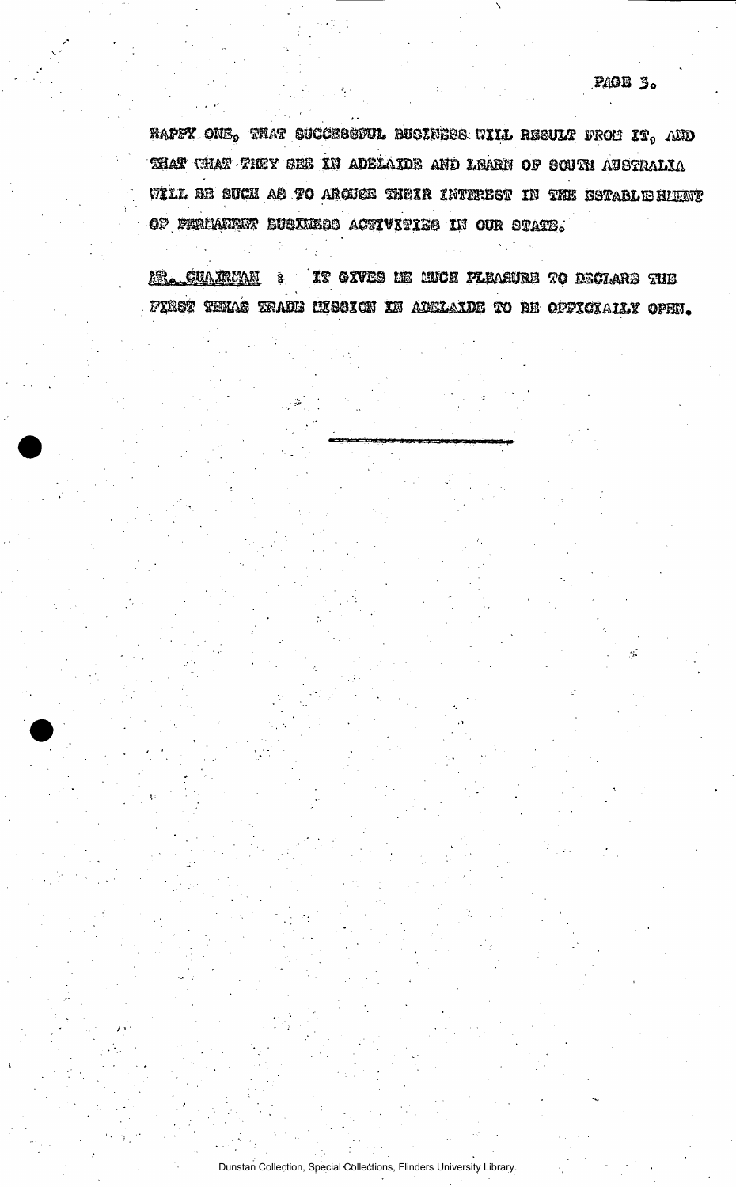HAPPY ONE, THAT SUCCESSFUL BUSINESS WILL RESULT FROM IT, AND THAT WHAT THEY SEE IN ADELAIDE AND LEARN OF SOUTH AUSTRALIA WILL BE SUCH AS TO AROUSE THEIR INTEREST IN THE ESTABLISHMENT OF PERMANENT BUSINESS ACTIVITIES IN OUR STATE.

MR. CHAIRMAN : IT GIVES ME MUCH PLEASURE TO DECLARE THE FIRST TEXAS TRADE MISSION IN ADELAIDE TO BE OFFICIALLY OPEN.

---

Dunstan Collection, Special Collections, Flinders University Library.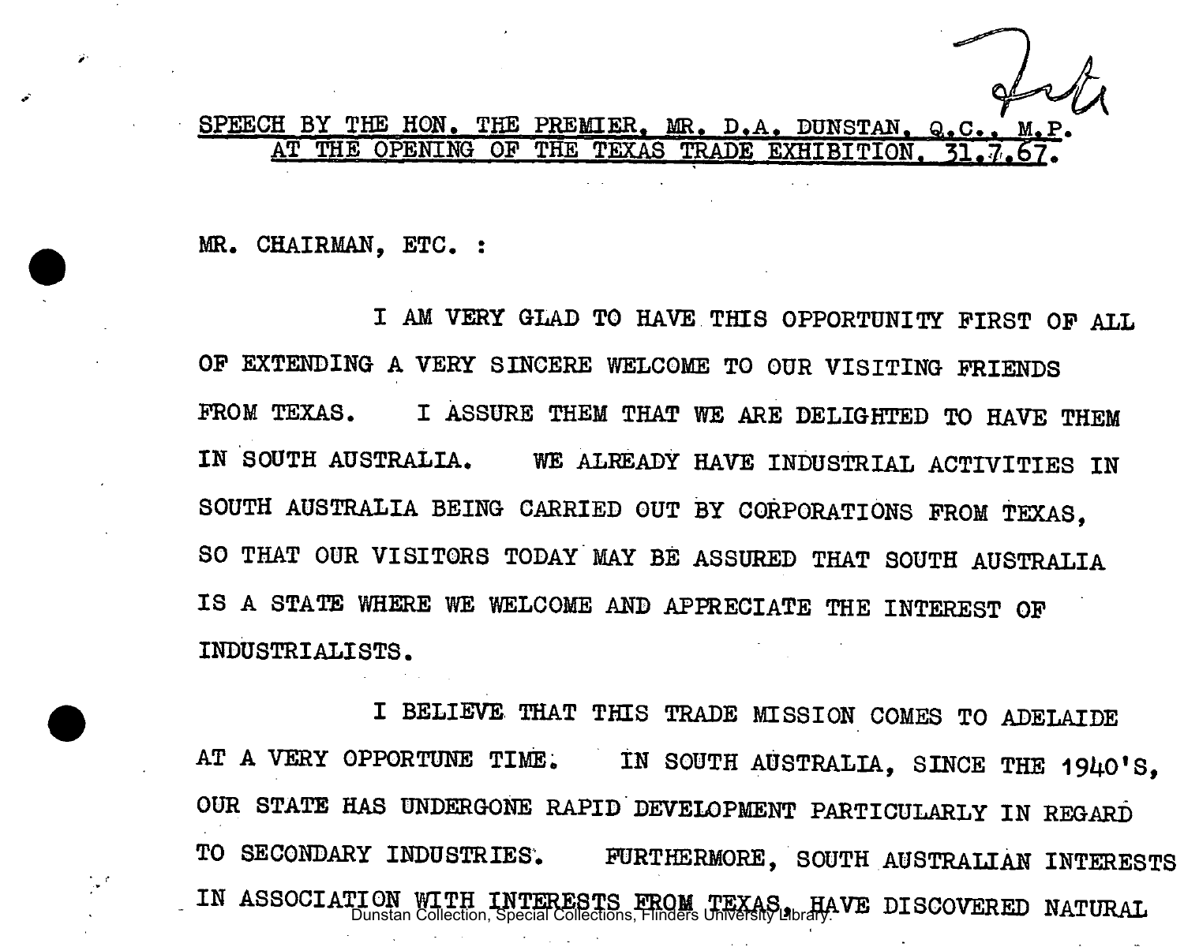SPEECH BY THE HON. THE PREMIER, MR. D.A. DUNSTAN, Q.C., M.P. AT THE OPENING OF THE TEXAS TRADE EXHIBITION, 31.7.67.

MR. CHAIRMAN, ETC. :

I AM VERY GLAD TO HAVE THIS OPPORTUNITY FIRST OF ALL OF EXTENDING A VERY SINCERE WELCOME TO OUR VISITING FRIENDS FROM TEXAS. I ASSURE THEM THAT WE ARE DELIGHTED TO HAVE THEM IN SOUTH AUSTRALIA. WE ALREADY HAVE INDUSTRIAL ACTIVITIES IN SOUTH AUSTRALIA BEING CARRIED OUT BY CORPORATIONS FROM TEXAS, SO THAT OUR VISITORS TODAY MAY BE ASSURED THAT SOUTH AUSTRALIA IS A STATE WHERE WE WELCOME AND APPRECIATE THE INTEREST OF INDUSTRIALISTS.

I BELIEVE THAT THIS TRADE MISSION COMES TO ADELAIDE AT A VERY OPPORTUNE TIME. IN SOUTH AUSTRALIA, SINCE THE 1940'S, OUR STATE HAS UNDERGONE RAPID DEVELOPMENT PARTICULARLY IN REGARD TO SECONDARY INDUSTRIES. FURTHERMORE, SOUTH AUSTRALIAN INTERESTS IN ASSOCIATION WITH INTERESTS FROM TEXAS, HAVE DISCOVERED NATURAL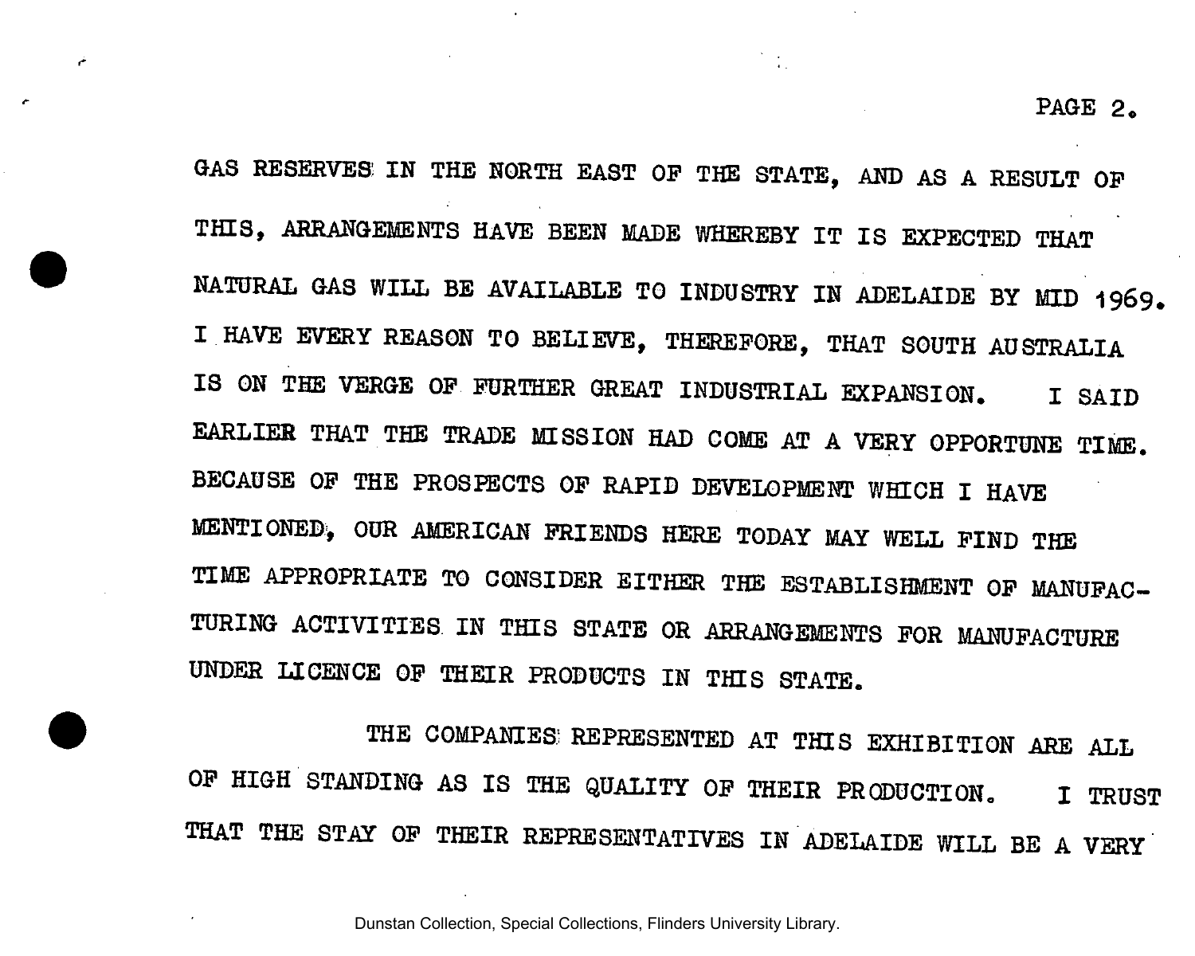GAS RESERVES IN THE NORTH EAST OF THE STATE, AND AS A RESULT OF THIS, ARRANGEMENTS HAVE BEEN MADE WHEREBY IT IS EXPECTED THAT NATURAL GAS WILL BE AVAILABLE TO INDUSTRY IN ADELAIDE BY MID 1969. I HAVE EVERY REASON TO BELIEVE, THEREFORE, THAT SOUTH AUSTRALIA IS ON THE VERGE OF FURTHER GREAT INDUSTRIAL EXPANSION. I SAID EARLIER THAT THE TRADE MISSION HAD COME AT A VERY OPPORTUNE TIME. BECAUSE OF THE PROSPECTS OF RAPID DEVELOPMENT WHICH I HAVE MENTIONED, OUR AMERICAN FRIENDS HERE TODAY MAY WELL FIND THE TIME APPROPRIATE TO CONSIDER EITHER THE ESTABLISHMENT OF MANUFACTURING ACTIVITIES IN THIS STATE OR ARRANGEMENTS FOR MANUFACTURE UNDER LICENCE OF THEIR PRODUCTS IN THIS STATE.

THE COMPANIES REPRESENTED AT THIS EXHIBITION ARE ALL OF HIGH STANDING AS IS THE QUALITY OF THEIR PRODUCTION. I TRUST THAT THE STAY OF THEIR REPRESENTATIVES IN ADELAIDE WILL BE A VERY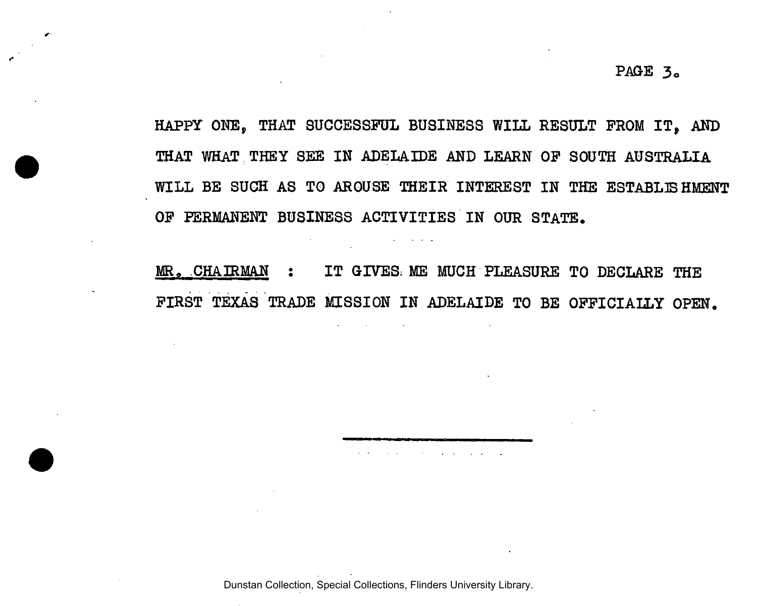HAPPY ONE, THAT SUCCESSFUL BUSINESS WILL RESULT FROM IT, AND THAT WHAT THEY SEE IN ADELAIDE AND LEARN OF SOUTH AUSTRALIA WILL BE SUCH AS TO AROUSE THEIR INTEREST IN THE ESTABLISHMENT OF PERMANENT BUSINESS ACTIVITIES IN OUR STATE.

<u>MR. CHAIRMAN</u> : IT GIVES ME MUCH PLEASURE TO DECLARE THE FIRST TEXAS TRADE MISSION IN ADELAIDE TO BE OFFICIALLY OPEN.

---

Dunstan Collection, Special Collections, Flinders University Library.